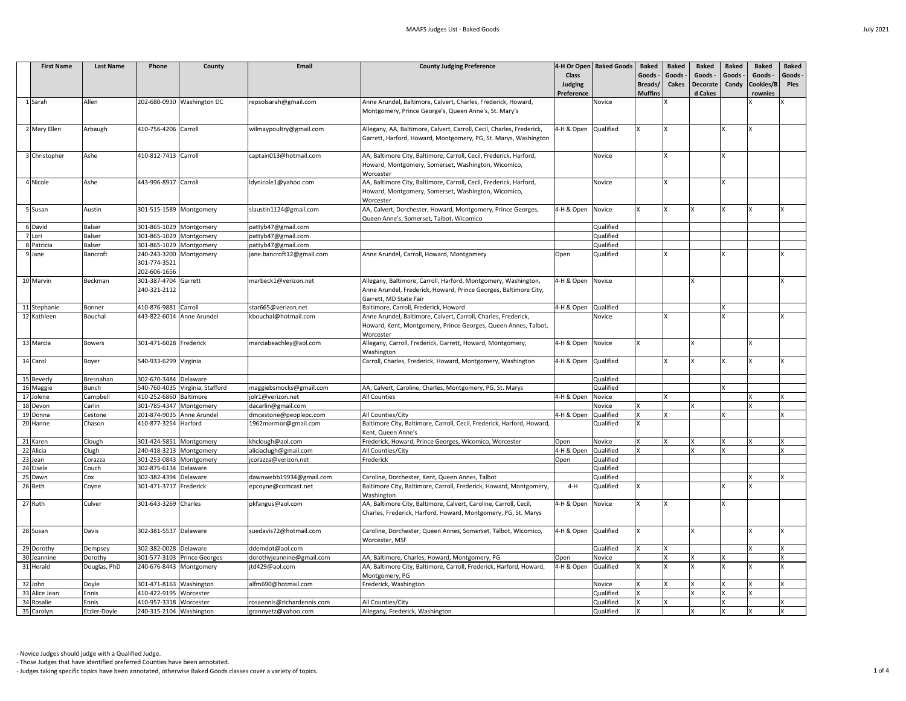| | First Name | Last Name | Phone | County | Email | County Judging Preference | 4-H Or Open Class Judging Preference | Baked Goods | Baked Goods - Breads/ Muffins | Baked Goods - Cakes | Baked Goods - Decorated Cakes | Baked Goods - Candy | Baked Goods - Cookies/Brownies | Baked Goods - Pies |
|---|---|---|---|---|---|---|---|---|---|---|---|---|---|---|
| 1 | Sarah | Allen | 202-680-0930 | Washington DC | repsolsarah@gmail.com | Anne Arundel, Baltimore, Calvert, Charles, Frederick, Howard, Montgomery, Prince George's, Queen Anne's, St. Mary's | | Novice | | X | | | X | X |
| 2 | Mary Ellen | Arbaugh | 410-756-4206 | Carroll | wilmaypoultry@gmail.com | Allegany, AA, Baltimore, Calvert, Carroll, Cecil, Charles, Frederick, Garrett, Harford, Howard, Montgomery, PG, St. Marys, Washington | 4-H & Open | Qualified | X | X | | X | X | |
| 3 | Christopher | Ashe | 410-812-7413 | Carroll | captain013@hotmail.com | AA, Baltimore City, Baltimore, Carroll, Cecil, Frederick, Harford, Howard, Montgomery, Somerset, Washington, Wicomico, Worcester | | Novice | | X | | X | | |
| 4 | Nicole | Ashe | 443-996-8917 | Carroll | ldynicole1@yahoo.com | AA, Baltimore City, Baltimore, Carroll, Cecil, Frederick, Harford, Howard, Montgomery, Somerset, Washington, Wicomico, Worcester | | Novice | | X | | X | | |
| 5 | Susan | Austin | 301-515-1589 | Montgomery | slaustin1124@gmail.com | AA, Calvert, Dorchester, Howard, Montgomery, Prince Georges, Queen Anne's, Somerset, Talbot, Wicomico | 4-H & Open | Novice | X | X | X | X | X | X |
| 6 | David | Balser | 301-865-1029 | Montgomery | pattyb47@gmail.com | | | Qualified | | | | | | |
| 7 | Lori | Balser | 301-865-1029 | Montgomery | pattyb47@gmail.com | | | Qualified | | | | | | |
| 8 | Patricia | Balser | 301-865-1029 | Montgomery | pattyb47@gmail.com | | | Qualified | | | | | | |
| 9 | Jane | Bancroft | 240-243-3200 301-774-3521 202-606-1656 | Montgomery | jane.bancroft12@gmail.com | Anne Arundel, Carroll, Howard, Montgomery | Open | Qualified | | X | | X | | X |
| 10 | Marvin | Beckman | 301-387-4704 240-321-2112 | Garrett | marbeck1@verizon.net | Allegany, Baltimore, Carroll, Harford, Montgomery, Washington, Anne Arundel, Frederick, Howard, Prince Georges, Baltimore City, Garrett, MD State Fair | 4-H & Open | Novice | | | X | | | X |
| 11 | Stephanie | Bonner | 410-876-9881 | Carroll | star665@verizon.net | Baltimore, Carroll, Frederick, Howard | 4-H & Open | Qualified | | | | X | | |
| 12 | Kathleen | Bouchal | 443-822-6014 | Anne Arundel | kbouchal@hotmail.com | Anne Arundel, Baltimore, Calvert, Carroll, Charles, Frederick, Howard, Kent, Montgomery, Prince Georges, Queen Annes, Talbot, Worcester | | Novice | | X | | X | | X |
| 13 | Marcia | Bowers | 301-471-6028 | Frederick | marciabeachley@aol.com | Allegany, Carroll, Frederick, Garrett, Howard, Montgomery, Washington | 4-H & Open | Novice | X | | X | | X | |
| 14 | Carol | Boyer | 540-933-6299 | Virginia | | Carroll, Charles, Frederick, Howard, Montgomery, Washington | 4-H & Open | Qualified | | X | X | X | X | X |
| 15 | Beverly | Bresnahan | 302-670-3484 | Delaware | | | | Qualified | | | | | | |
| 16 | Maggie | Bunch | 540-760-4035 | Virginia, Stafford | maggiebsmocks@gmail.com | AA, Calvert, Caroline, Charles, Montgomery, PG, St. Marys | | Qualified | | | | X | | |
| 17 | Jolene | Campbell | 410-252-6860 | Baltimore | jolr1@verizon.net | All Counties | 4-H & Open | Novice | | X | | | X | X |
| 18 | Devon | Carlin | 301-785-4347 | Montgomery | dacarlin@gmail.com | | | Novice | X | | X | | X | |
| 19 | Donna | Cestone | 201-874-9035 | Anne Arundel | dmcestone@peoplepc.com | All Counties/City | 4-H & Open | Qualified | X | X | | X | | X |
| 20 | Hanne | Chason | 410-877-3254 | Harford | 1962mormor@gmail.com | Baltimore City, Baltimore, Carroll, Cecil, Frederick, Harford, Howard, Kent, Queen Anne's | | Qualified | X | | | | | |
| 21 | Karen | Clough | 301-424-5851 | Montgomery | khclough@aol.com | Frederick, Howard, Prince Georges, Wicomico, Worcester | Open | Novice | X | X | X | X | X | X |
| 22 | Alicia | Clugh | 240-418-3213 | Montgomery | aliciaclugh@gmail.com | All Counties/City | 4-H & Open | Qualified | X | | X | X | | X |
| 23 | Jean | Corazza | 301-253-0843 | Montgomery | jcorazza@verizon.net | Frederick | Open | Qualified | | | | | | |
| 24 | Eisele | Couch | 302-875-6134 | Delaware | | | | Qualified | | | | | | |
| 25 | Dawn | Cox | 302-382-4394 | Delaware | dawnwebb19934@gmail.com | Caroline, Dorchester, Kent, Queen Annes, Talbot | | Qualified | | | | | X | X |
| 26 | Beth | Coyne | 301-471-3717 | Frederick | epcoyne@comcast.net | Baltimore City, Baltimore, Carroll, Frederick, Howard, Montgomery, Washington | 4-H | Qualified | X | | | X | X | |
| 27 | Ruth | Culver | 301-643-3269 | Charles | pkfangus@aol.com | AA, Baltimore City, Baltimore, Calvert, Caroline, Carroll, Cecil, Charles, Frederick, Harford, Howard, Montgomery, PG, St. Marys | 4-H & Open | Novice | X | X | | X | | |
| 28 | Susan | Davis | 302-381-5537 | Delaware | suedavis72@hotmail.com | Caroline, Dorchester, Queen Annes, Somerset, Talbot, Wicomico, Worcester, MSF | 4-H & Open | Qualified | X | | X | | X | X |
| 29 | Dorothy | Dempsey | 302-382-0028 | Delaware | ddemdot@aol.com | | | Qualified | X | X | | | X | X |
| 30 | Jeannine | Dorothy | 301-577-3103 | Prince Georges | dorothyjeannine@gmail.com | AA, Baltimore, Charles, Howard, Montgomery, PG | Open | Novice | | X | X | X | | X |
| 31 | Herald | Douglas, PhD | 240-676-8443 | Montgomery | jtd429@aol.com | AA, Baltimore City, Baltimore, Carroll, Frederick, Harford, Howard, Montgomery, PG | 4-H & Open | Qualified | X | X | X | X | X | X |
| 32 | John | Doyle | 301-471-8163 | Washington | alfm690@hotmail.com | Frederick, Washington | | Novice | X | X | X | X | X | X |
| 33 | Alice Jean | Ennis | 410-422-9195 | Worcester | | | | Qualified | X | | X | X | X | |
| 34 | Rosalie | Ennis | 410-957-3318 | Worcester | rosaennis@richardennis.com | All Counties/City | | Qualified | X | X | | X | | X |
| 35 | Carolyn | Etzler-Doyle | 240-315-2104 | Washington | grannyetz@yahoo.com | Allegany, Frederick, Washington | | Qualified | X | | X | X | X | X |

- Novice Judges should judge with a Qualified Judge.
- Those Judges that have identified preferred Counties have been annotated.
- Judges taking specific topics have been annotated, otherwise Baked Goods classes cover a variety of topics.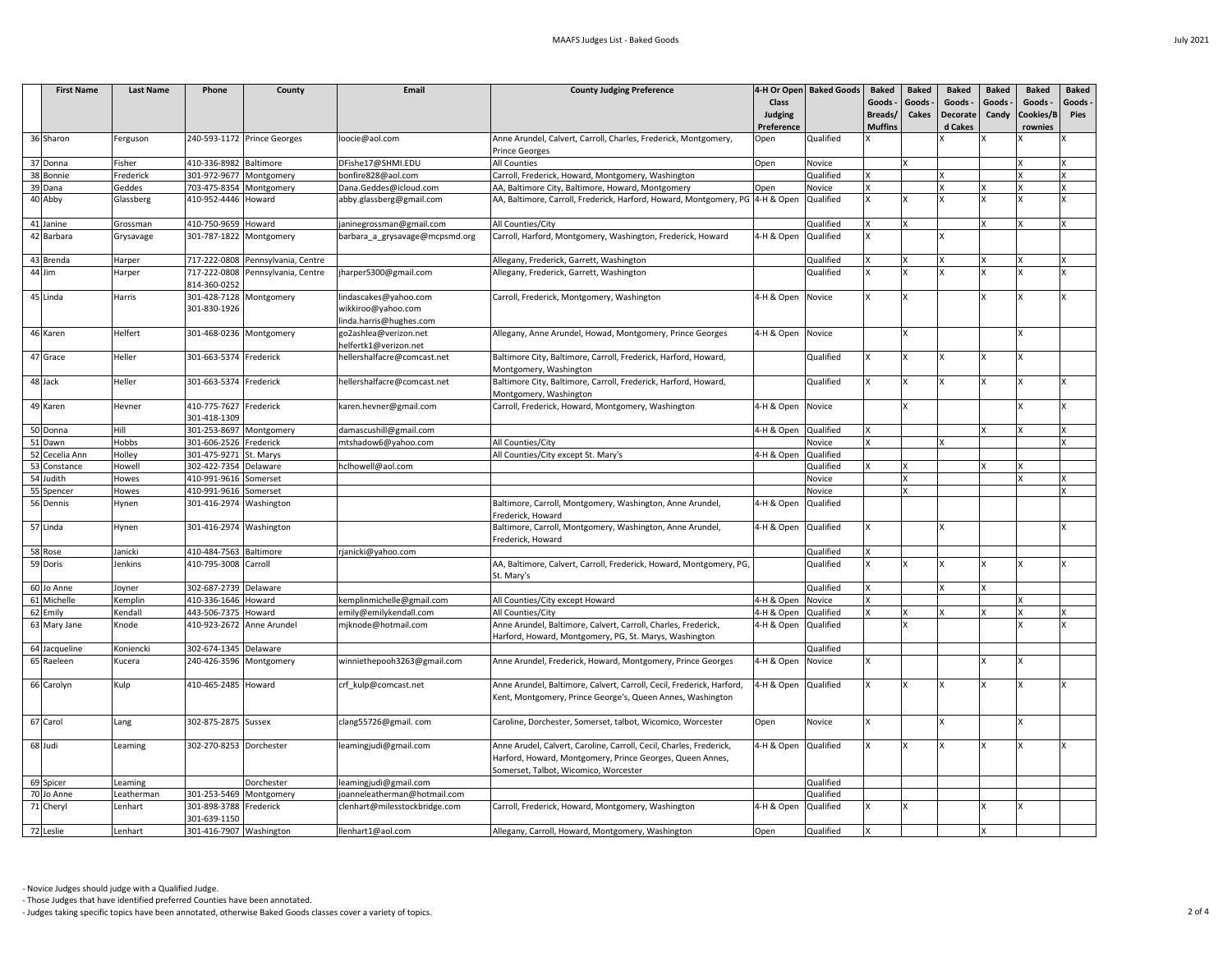| | First Name | Last Name | Phone | County | Email | County Judging Preference | 4-H Or Open Class Judging Preference | Baked Goods | Baked Goods - Breads/ Muffins | Baked Goods - Cakes | Baked Goods - Decorated Cakes | Baked Goods - Candy | Baked Goods - Cookies/Brownies | Baked Goods - Pies |
|---|---|---|---|---|---|---|---|---|---|---|---|---|---|---|
| 36 | Sharon | Ferguson | 240-593-1172 | Prince Georges | loocie@aol.com | Anne Arundel, Calvert, Carroll, Charles, Frederick, Montgomery, Prince Georges | Open | Qualified | X | | X | X | X | X |
| 37 | Donna | Fisher | 410-336-8982 | Baltimore | DFishe17@SHMI.EDU | All Counties | Open | Novice | | X | | | X | X |
| 38 | Bonnie | Frederick | 301-972-9677 | Montgomery | bonfire828@aol.com | Carroll, Frederick, Howard, Montgomery, Washington | | Qualified | X | | X | | X | X |
| 39 | Dana | Geddes | 703-475-8354 | Montgomery | Dana.Geddes@icloud.com | AA, Baltimore City, Baltimore, Howard, Montgomery | Open | Novice | X | | X | X | X | X |
| 40 | Abby | Glassberg | 410-952-4446 | Howard | abby.glassberg@gmail.com | AA, Baltimore, Carroll, Frederick, Harford, Howard, Montgomery, PG | 4-H & Open | Qualified | X | X | X | X | X | X |
| 41 | Janine | Grossman | 410-750-9659 | Howard | janinegrossman@gmail.com | All Counties/City | | Qualified | X | X | | X | X | X |
| 42 | Barbara | Grysavage | 301-787-1822 | Montgomery | barbara_a_grysavage@mcpsmd.org | Carroll, Harford, Montgomery, Washington, Frederick, Howard | 4-H & Open | Qualified | X | | X | | | |
| 43 | Brenda | Harper | 717-222-0808 | Pennsylvania, Centre | | Allegany, Frederick, Garrett, Washington | | Qualified | X | X | X | X | X | X |
| 44 | Jim | Harper | 717-222-0808 814-360-0252 | Pennsylvania, Centre | jharper5300@gmail.com | Allegany, Frederick, Garrett, Washington | | Qualified | X | X | X | X | X | X |
| 45 | Linda | Harris | 301-428-7128 301-830-1926 | Montgomery | lindascakes@yahoo.com wikkiroo@yahoo.com linda.harris@hughes.com | Carroll, Frederick, Montgomery, Washington | 4-H & Open | Novice | X | X | | X | X | X |
| 46 | Karen | Helfert | 301-468-0236 | Montgomery | go2ashlea@verizon.net helfertk1@verizon.net | Allegany, Anne Arundel, Howad, Montgomery, Prince Georges | 4-H & Open | Novice | | X | | | X | |
| 47 | Grace | Heller | 301-663-5374 | Frederick | hellershalfacre@comcast.net | Baltimore City, Baltimore, Carroll, Frederick, Harford, Howard, Montgomery, Washington | | Qualified | X | X | X | X | X | |
| 48 | Jack | Heller | 301-663-5374 | Frederick | hellershalfacre@comcast.net | Baltimore City, Baltimore, Carroll, Frederick, Harford, Howard, Montgomery, Washington | | Qualified | X | X | X | X | X | X |
| 49 | Karen | Hevner | 410-775-7627 301-418-1309 | Frederick | karen.hevner@gmail.com | Carroll, Frederick, Howard, Montgomery, Washington | 4-H & Open | Novice | | X | | | X | X |
| 50 | Donna | Hill | 301-253-8697 | Montgomery | damascushill@gmail.com | | 4-H & Open | Qualified | X | | | X | X | X |
| 51 | Dawn | Hobbs | 301-606-2526 | Frederick | mtshadow6@yahoo.com | All Counties/City | | Novice | X | | X | | | X |
| 52 | Cecelia Ann | Holley | 301-475-9271 | St. Marys | | All Counties/City except St. Mary's | 4-H & Open | Qualified | | | | | | |
| 53 | Constance | Howell | 302-422-7354 | Delaware | hclhowell@aol.com | | | Qualified | X | X | | X | X | |
| 54 | Judith | Howes | 410-991-9616 | Somerset | | | | Novice | | X | | | X | X |
| 55 | Spencer | Howes | 410-991-9616 | Somerset | | | | Novice | | X | | | | X |
| 56 | Dennis | Hynen | 301-416-2974 | Washington | | Baltimore, Carroll, Montgomery, Washington, Anne Arundel, Frederick, Howard | 4-H & Open | Qualified | | | | | | |
| 57 | Linda | Hynen | 301-416-2974 | Washington | | Baltimore, Carroll, Montgomery, Washington, Anne Arundel, Frederick, Howard | 4-H & Open | Qualified | X | | X | | | X |
| 58 | Rose | Janicki | 410-484-7563 | Baltimore | rjanicki@yahoo.com | | | Qualified | X | | | | | |
| 59 | Doris | Jenkins | 410-795-3008 | Carroll | | AA, Baltimore, Calvert, Carroll, Frederick, Howard, Montgomery, PG, St. Mary's | | Qualified | X | X | X | X | X | X |
| 60 | Jo Anne | Joyner | 302-687-2739 | Delaware | | | | Qualified | X | | X | X | | |
| 61 | Michelle | Kemplin | 410-336-1646 | Howard | kemplinmichelle@gmail.com | All Counties/City except Howard | 4-H & Open | Novice | X | | | | X | |
| 62 | Emily | Kendall | 443-506-7375 | Howard | emily@emilykendall.com | All Counties/City | 4-H & Open | Qualified | X | X | X | X | X | X |
| 63 | Mary Jane | Knode | 410-923-2672 | Anne Arundel | mjknode@hotmail.com | Anne Arundel, Baltimore, Calvert, Carroll, Charles, Frederick, Harford, Howard, Montgomery, PG, St. Marys, Washington | 4-H & Open | Qualified | | X | | | X | X |
| 64 | Jacqueline | Koniencki | 302-674-1345 | Delaware | | | | Qualified | | | | | | |
| 65 | Raeleen | Kucera | 240-426-3596 | Montgomery | winniethepooh3263@gmail.com | Anne Arundel, Frederick, Howard, Montgomery, Prince Georges | 4-H & Open | Novice | X | | | X | X | |
| 66 | Carolyn | Kulp | 410-465-2485 | Howard | crf_kulp@comcast.net | Anne Arundel, Baltimore, Calvert, Carroll, Cecil, Frederick, Harford, Kent, Montgomery, Prince George's, Queen Annes, Washington | 4-H & Open | Qualified | X | X | X | X | X | X |
| 67 | Carol | Lang | 302-875-2875 | Sussex | clang55726@gmail. com | Caroline, Dorchester, Somerset, talbot, Wicomico, Worcester | Open | Novice | X | | X | | X | |
| 68 | Judi | Leaming | 302-270-8253 | Dorchester | leamingjudi@gmail.com | Anne Arudel, Calvert, Caroline, Carroll, Cecil, Charles, Frederick, Harford, Howard, Montgomery, Prince Georges, Queen Annes, Somerset, Talbot, Wicomico, Worcester | 4-H & Open | Qualified | X | X | X | X | X | X |
| 69 | Spicer | Leaming | | Dorchester | leamingjudi@gmail.com | | | Qualified | | | | | | |
| 70 | Jo Anne | Leatherman | 301-253-5469 | Montgomery | joanneleatherman@hotmail.com | | | Qualified | | | | | | |
| 71 | Cheryl | Lenhart | 301-898-3788 301-639-1150 | Frederick | clenhart@milesstockbridge.com | Carroll, Frederick, Howard, Montgomery, Washington | 4-H & Open | Qualified | X | X | | X | X | |
| 72 | Leslie | Lenhart | 301-416-7907 | Washington | llenhart1@aol.com | Allegany, Carroll, Howard, Montgomery, Washington | Open | Qualified | X | | | X | | |

- Novice Judges should judge with a Qualified Judge.
- Those Judges that have identified preferred Counties have been annotated.
- Judges taking specific topics have been annotated, otherwise Baked Goods classes cover a variety of topics.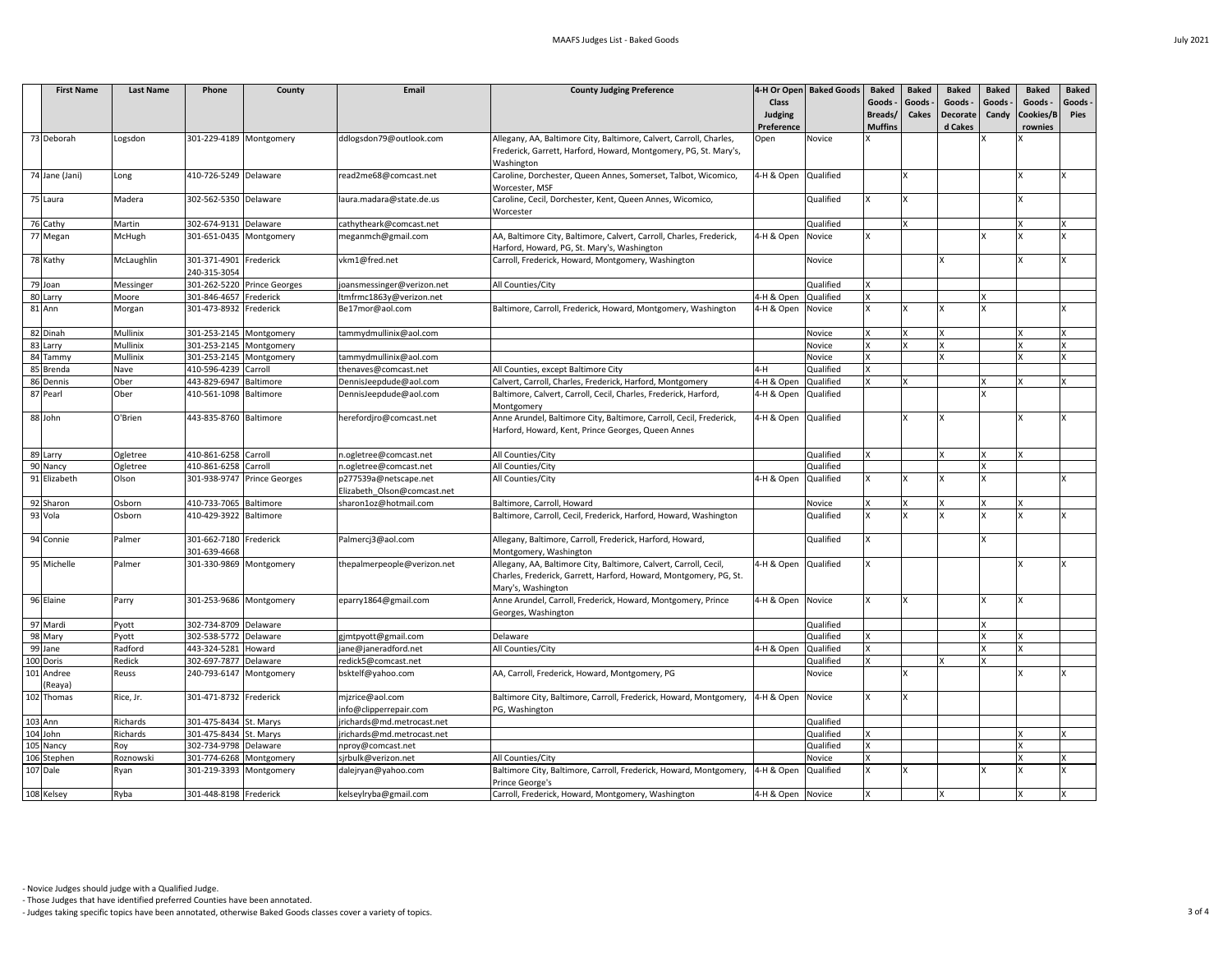| | First Name | Last Name | Phone | County | Email | County Judging Preference | 4-H Or Open Class Judging Preference | Baked Goods | Baked Goods - Breads/ Muffins | Baked Goods - Cakes | Baked Goods - Decorated Cakes | Baked Goods - Candy | Baked Goods - Cookies/Brownies | Baked Goods - Pies |
|---|---|---|---|---|---|---|---|---|---|---|---|---|---|---|
| 73 | Deborah | Logsdon | 301-229-4189 | Montgomery | ddlogsdon79@outlook.com | Allegany, AA, Baltimore City, Baltimore, Calvert, Carroll, Charles, Frederick, Garrett, Harford, Howard, Montgomery, PG, St. Mary's, Washington | Open | Novice | X | | | X | X | |
| 74 | Jane (Jani) | Long | 410-726-5249 | Delaware | read2me68@comcast.net | Caroline, Dorchester, Queen Annes, Somerset, Talbot, Wicomico, Worcester, MSF | 4-H & Open | Qualified | | X | | | X | X |
| 75 | Laura | Madera | 302-562-5350 | Delaware | laura.madara@state.de.us | Caroline, Cecil, Dorchester, Kent, Queen Annes, Wicomico, Worcester | | Qualified | X | X | | | X | |
| 76 | Cathy | Martin | 302-674-9131 | Delaware | cathytheark@comcast.net | | | Qualified | | X | | | X | X |
| 77 | Megan | McHugh | 301-651-0435 | Montgomery | meganmch@gmail.com | AA, Baltimore City, Baltimore, Calvert, Carroll, Charles, Frederick, Harford, Howard, PG, St. Mary's, Washington | 4-H & Open | Novice | X | | | X | X | X |
| 78 | Kathy | McLaughlin | 301-371-4901 240-315-3054 | Frederick | vkm1@fred.net | Carroll, Frederick, Howard, Montgomery, Washington | | Novice | | | X | | X | X |
| 79 | Joan | Messinger | 301-262-5220 | Prince Georges | joansmessinger@verizon.net | All Counties/City | | Qualified | X | | | | | |
| 80 | Larry | Moore | 301-846-4657 | Frederick | ltmfrmc1863y@verizon.net | | 4-H & Open | Qualified | X | | | X | | |
| 81 | Ann | Morgan | 301-473-8932 | Frederick | Be17mor@aol.com | Baltimore, Carroll, Frederick, Howard, Montgomery, Washington | 4-H & Open | Novice | X | X | X | X | | X |
| 82 | Dinah | Mullinix | 301-253-2145 | Montgomery | tammydmullinix@aol.com | | | Novice | X | X | X | | X | X |
| 83 | Larry | Mullinix | 301-253-2145 | Montgomery | | | | Novice | X | X | X | | X | X |
| 84 | Tammy | Mullinix | 301-253-2145 | Montgomery | tammydmullinix@aol.com | | | Novice | X | | X | | X | X |
| 85 | Brenda | Nave | 410-596-4239 | Carroll | thenaves@comcast.net | All Counties, except Baltimore City | 4-H | Qualified | X | | | | | |
| 86 | Dennis | Ober | 443-829-6947 | Baltimore | DennisJeepdude@aol.com | Calvert, Carroll, Charles, Frederick, Harford, Montgomery | 4-H & Open | Qualified | X | X | | X | X | X |
| 87 | Pearl | Ober | 410-561-1098 | Baltimore | DennisJeepdude@aol.com | Baltimore, Calvert, Carroll, Cecil, Charles, Frederick, Harford, Montgomery | 4-H & Open | Qualified | | | | X | | |
| 88 | John | O'Brien | 443-835-8760 | Baltimore | herefordjro@comcast.net | Anne Arundel, Baltimore City, Baltimore, Carroll, Cecil, Frederick, Harford, Howard, Kent, Prince Georges, Queen Annes | 4-H & Open | Qualified | | X | X | | X | X |
| 89 | Larry | Ogletree | 410-861-6258 | Carroll | n.ogletree@comcast.net | All Counties/City | | Qualified | X | | X | X | X | |
| 90 | Nancy | Ogletree | 410-861-6258 | Carroll | n.ogletree@comcast.net | All Counties/City | | Qualified | | | | X | | |
| 91 | Elizabeth | Olson | 301-938-9747 | Prince Georges | p277539a@netscape.net Elizabeth_Olson@comcast.net | All Counties/City | 4-H & Open | Qualified | X | X | X | X | | X |
| 92 | Sharon | Osborn | 410-733-7065 | Baltimore | sharon1oz@hotmail.com | Baltimore, Carroll, Howard | | Novice | X | X | X | X | X | |
| 93 | Vola | Osborn | 410-429-3922 | Baltimore | | Baltimore, Carroll, Cecil, Frederick, Harford, Howard, Washington | | Qualified | X | X | X | X | X | X |
| 94 | Connie | Palmer | 301-662-7180 301-639-4668 | Frederick | Palmercj3@aol.com | Allegany, Baltimore, Carroll, Frederick, Harford, Howard, Montgomery, Washington | | Qualified | X | | | X | | |
| 95 | Michelle | Palmer | 301-330-9869 | Montgomery | thepalmerpeople@verizon.net | Allegany, AA, Baltimore City, Baltimore, Calvert, Carroll, Cecil, Charles, Frederick, Garrett, Harford, Howard, Montgomery, PG, St. Mary's, Washington | 4-H & Open | Qualified | X | | | | X | X |
| 96 | Elaine | Parry | 301-253-9686 | Montgomery | eparry1864@gmail.com | Anne Arundel, Carroll, Frederick, Howard, Montgomery, Prince Georges, Washington | 4-H & Open | Novice | X | X | | X | X | |
| 97 | Mardi | Pyott | 302-734-8709 | Delaware | | | | Qualified | | | | X | | |
| 98 | Mary | Pyott | 302-538-5772 | Delaware | gjmtpyott@gmail.com | Delaware | | Qualified | X | | | X | X | |
| 99 | Jane | Radford | 443-324-5281 | Howard | jane@janeradford.net | All Counties/City | 4-H & Open | Qualified | X | | | X | X | |
| 100 | Doris | Redick | 302-697-7877 | Delaware | redick5@comcast.net | | | Qualified | X | | X | X | | |
| 101 | Andree (Reaya) | Reuss | 240-793-6147 | Montgomery | bsktelf@yahoo.com | AA, Carroll, Frederick, Howard, Montgomery, PG | | Novice | | X | | | X | X |
| 102 | Thomas | Rice, Jr. | 301-471-8732 | Frederick | mjzrice@aol.com info@clipperrepair.com | Baltimore City, Baltimore, Carroll, Frederick, Howard, Montgomery, PG, Washington | 4-H & Open | Novice | X | X | | | | |
| 103 | Ann | Richards | 301-475-8434 | St. Marys | jrichards@md.metrocast.net | | | Qualified | | | | | | |
| 104 | John | Richards | 301-475-8434 | St. Marys | jrichards@md.metrocast.net | | | Qualified | X | | | | X | X |
| 105 | Nancy | Roy | 302-734-9798 | Delaware | nproy@comcast.net | | | Qualified | X | | | | X | |
| 106 | Stephen | Roznowski | 301-774-6268 | Montgomery | sjrbulk@verizon.net | All Counties/City | | Novice | X | | | | X | X |
| 107 | Dale | Ryan | 301-219-3393 | Montgomery | dalejryan@yahoo.com | Baltimore City, Baltimore, Carroll, Frederick, Howard, Montgomery, Prince George's | 4-H & Open | Qualified | X | X | | X | X | X |
| 108 | Kelsey | Ryba | 301-448-8198 | Frederick | kelseylryba@gmail.com | Carroll, Frederick, Howard, Montgomery, Washington | 4-H & Open | Novice | X | | X | | X | X |

- Novice Judges should judge with a Qualified Judge.
- Those Judges that have identified preferred Counties have been annotated.
- Judges taking specific topics have been annotated, otherwise Baked Goods classes cover a variety of topics.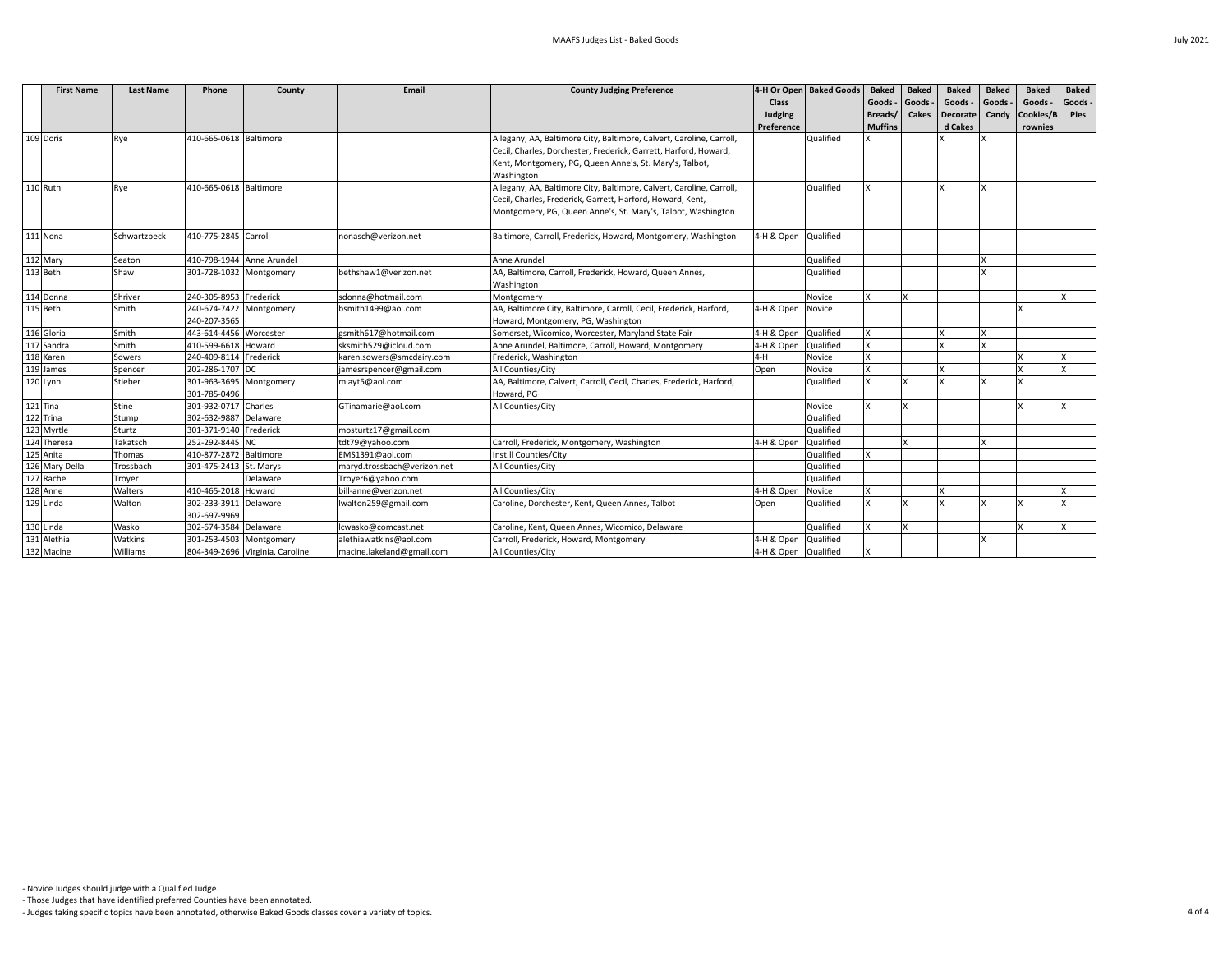| | First Name | Last Name | Phone | County | Email | County Judging Preference | 4-H Or Open Class Judging Preference | Baked Goods | Baked Goods - Breads/ Muffins | Baked Goods - Cakes | Baked Goods - Decorated Cakes | Baked Goods - Candy | Baked Goods - Cookies/Brownies | Baked Goods - Pies |
|---|---|---|---|---|---|---|---|---|---|---|---|---|---|---|
| 109 | Doris | Rye | 410-665-0618 | Baltimore | | Allegany, AA, Baltimore City, Baltimore, Calvert, Caroline, Carroll, Cecil, Charles, Dorchester, Frederick, Garrett, Harford, Howard, Kent, Montgomery, PG, Queen Anne's, St. Mary's, Talbot, Washington | | Qualified | X | | X | X | | |
| 110 | Ruth | Rye | 410-665-0618 | Baltimore | | Allegany, AA, Baltimore City, Baltimore, Calvert, Caroline, Carroll, Cecil, Charles, Frederick, Garrett, Harford, Howard, Kent, Montgomery, PG, Queen Anne's, St. Mary's, Talbot, Washington | | Qualified | X | | X | X | | |
| 111 | Nona | Schwartzbeck | 410-775-2845 | Carroll | nonasch@verizon.net | Baltimore, Carroll, Frederick, Howard, Montgomery, Washington | 4-H & Open | Qualified | | | | | | |
| 112 | Mary | Seaton | 410-798-1944 | Anne Arundel | | Anne Arundel | | Qualified | | | | X | | |
| 113 | Beth | Shaw | 301-728-1032 | Montgomery | bethshaw1@verizon.net | AA, Baltimore, Carroll, Frederick, Howard, Queen Annes, Washington | | Qualified | | | | X | | |
| 114 | Donna | Shriver | 240-305-8953 | Frederick | sdonna@hotmail.com | Montgomery | | Novice | X | X | | | | X |
| 115 | Beth | Smith | 240-674-7422 240-207-3565 | Montgomery | bsmith1499@aol.com | AA, Baltimore City, Baltimore, Carroll, Cecil, Frederick, Harford, Howard, Montgomery, PG, Washington | 4-H & Open | Novice | | | | | X | |
| 116 | Gloria | Smith | 443-614-4456 | Worcester | gsmith617@hotmail.com | Somerset, Wicomico, Worcester, Maryland State Fair | 4-H & Open | Qualified | X | | X | X | | |
| 117 | Sandra | Smith | 410-599-6618 | Howard | sksmith529@icloud.com | Anne Arundel, Baltimore, Carroll, Howard, Montgomery | 4-H & Open | Qualified | X | | X | X | | |
| 118 | Karen | Sowers | 240-409-8114 | Frederick | karen.sowers@smcdairy.com | Frederick, Washington | 4-H | Novice | X | | | | X | X |
| 119 | James | Spencer | 202-286-1707 | DC | jamesrspencer@gmail.com | All Counties/City | Open | Novice | X | | X | | X | X |
| 120 | Lynn | Stieber | 301-963-3695 301-785-0496 | Montgomery | mlayt5@aol.com | AA, Baltimore, Calvert, Carroll, Cecil, Charles, Frederick, Harford, Howard, PG | | Qualified | X | X | X | X | X | |
| 121 | Tina | Stine | 301-932-0717 | Charles | GTinamarie@aol.com | All Counties/City | | Novice | X | X | | | X | X |
| 122 | Trina | Stump | 302-632-9887 | Delaware | | | | Qualified | | | | | | |
| 123 | Myrtle | Sturtz | 301-371-9140 | Frederick | mosturtz17@gmail.com | | | Qualified | | | | | | |
| 124 | Theresa | Takatsch | 252-292-8445 | NC | tdt79@yahoo.com | Carroll, Frederick, Montgomery, Washington | 4-H & Open | Qualified | | X | | X | | |
| 125 | Anita | Thomas | 410-877-2872 | Baltimore | EMS1391@aol.com | Inst.ll Counties/City | | Qualified | X | | | | | |
| 126 | Mary Della | Trossbach | 301-475-2413 | St. Marys | maryd.trossbach@verizon.net | All Counties/City | | Qualified | | | | | | |
| 127 | Rachel | Troyer | | Delaware | Troyer6@yahoo.com | | | Qualified | | | | | | |
| 128 | Anne | Walters | 410-465-2018 | Howard | bill-anne@verizon.net | All Counties/City | 4-H & Open | Novice | X | | X | | | X |
| 129 | Linda | Walton | 302-233-3911 302-697-9969 | Delaware | lwalton259@gmail.com | Caroline, Dorchester, Kent, Queen Annes, Talbot | Open | Qualified | X | X | X | X | X | X |
| 130 | Linda | Wasko | 302-674-3584 | Delaware | lcwasko@comcast.net | Caroline, Kent, Queen Annes, Wicomico, Delaware | | Qualified | X | X | | | X | X |
| 131 | Alethia | Watkins | 301-253-4503 | Montgomery | alethiawatkins@aol.com | Carroll, Frederick, Howard, Montgomery | 4-H & Open | Qualified | | | | X | | |
| 132 | Macine | Williams | 804-349-2696 | Virginia, Caroline | macine.lakeland@gmail.com | All Counties/City | 4-H & Open | Qualified | X | | | | | |

- Novice Judges should judge with a Qualified Judge.
- Those Judges that have identified preferred Counties have been annotated.
- Judges taking specific topics have been annotated, otherwise Baked Goods classes cover a variety of topics.